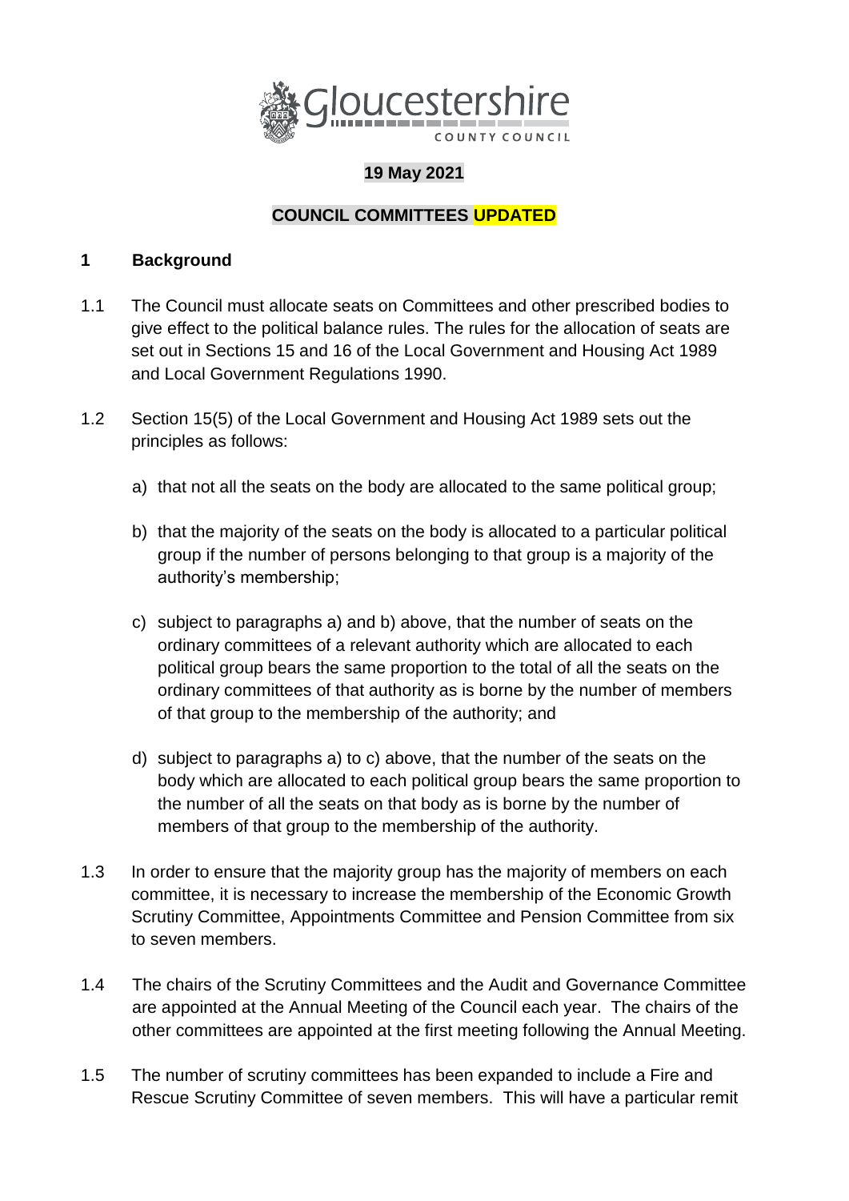**19 May 2021**

**COUNCIL COMMITTEES UPDATED**

## 1 Background

1.1 The Council must allocate seats on Committees and other prescribed bodies to give effect to the political balance rules. The rules for the allocation of seats are set out in Sections 15 and 16 of the Local Government and Housing Act 1989 and Local Government Regulations 1990.

1.2 Section 15(5) of the Local Government and Housing Act 1989 sets out the principles as follows:

a) that not all the seats on the body are allocated to the same political group;

b) that the majority of the seats on the body is allocated to a particular political group if the number of persons belonging to that group is a majority of the authority's membership;

c) subject to paragraphs a) and b) above, that the number of seats on the ordinary committees of a relevant authority which are allocated to each political group bears the same proportion to the total of all the seats on the ordinary committees of that authority as is borne by the number of members of that group to the membership of the authority; and

d) subject to paragraphs a) to c) above, that the number of the seats on the body which are allocated to each political group bears the same proportion to the number of all the seats on that body as is borne by the number of members of that group to the membership of the authority.

1.3 In order to ensure that the majority group has the majority of members on each committee, it is necessary to increase the membership of the Economic Growth Scrutiny Committee, Appointments Committee and Pension Committee from six to seven members.

1.4 The chairs of the Scrutiny Committees and the Audit and Governance Committee are appointed at the Annual Meeting of the Council each year. The chairs of the other committees are appointed at the first meeting following the Annual Meeting.

1.5 The number of scrutiny committees has been expanded to include a Fire and Rescue Scrutiny Committee of seven members. This will have a particular remit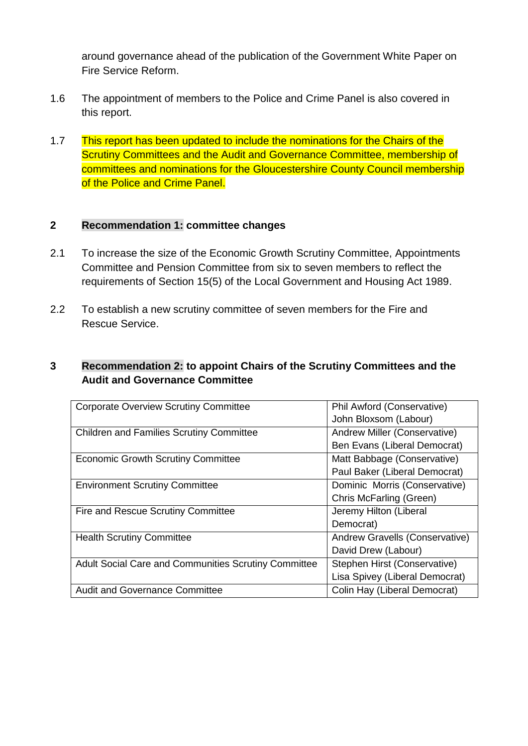around governance ahead of the publication of the Government White Paper on Fire Service Reform.

1.6 The appointment of members to the Police and Crime Panel is also covered in this report.

1.7 This report has been updated to include the nominations for the Chairs of the Scrutiny Committees and the Audit and Governance Committee, membership of committees and nominations for the Gloucestershire County Council membership of the Police and Crime Panel.

## 2 Recommendation 1: committee changes

2.1 To increase the size of the Economic Growth Scrutiny Committee, Appointments Committee and Pension Committee from six to seven members to reflect the requirements of Section 15(5) of the Local Government and Housing Act 1989.

2.2 To establish a new scrutiny committee of seven members for the Fire and Rescue Service.

## 3 Recommendation 2: to appoint Chairs of the Scrutiny Committees and the Audit and Governance Committee

| Committee | Nominations |
|---|---|
| Corporate Overview Scrutiny Committee | Phil Awford (Conservative)<br>John Bloxsom (Labour) |
| Children and Families Scrutiny Committee | Andrew Miller (Conservative)<br>Ben Evans (Liberal Democrat) |
| Economic Growth Scrutiny Committee | Matt Babbage (Conservative)<br>Paul Baker (Liberal Democrat) |
| Environment Scrutiny Committee | Dominic Morris (Conservative)<br>Chris McFarling (Green) |
| Fire and Rescue Scrutiny Committee | Jeremy Hilton (Liberal Democrat) |
| Health Scrutiny Committee | Andrew Gravells (Conservative)<br>David Drew (Labour) |
| Adult Social Care and Communities Scrutiny Committee | Stephen Hirst (Conservative)<br>Lisa Spivey (Liberal Democrat) |
| Audit and Governance Committee | Colin Hay (Liberal Democrat) |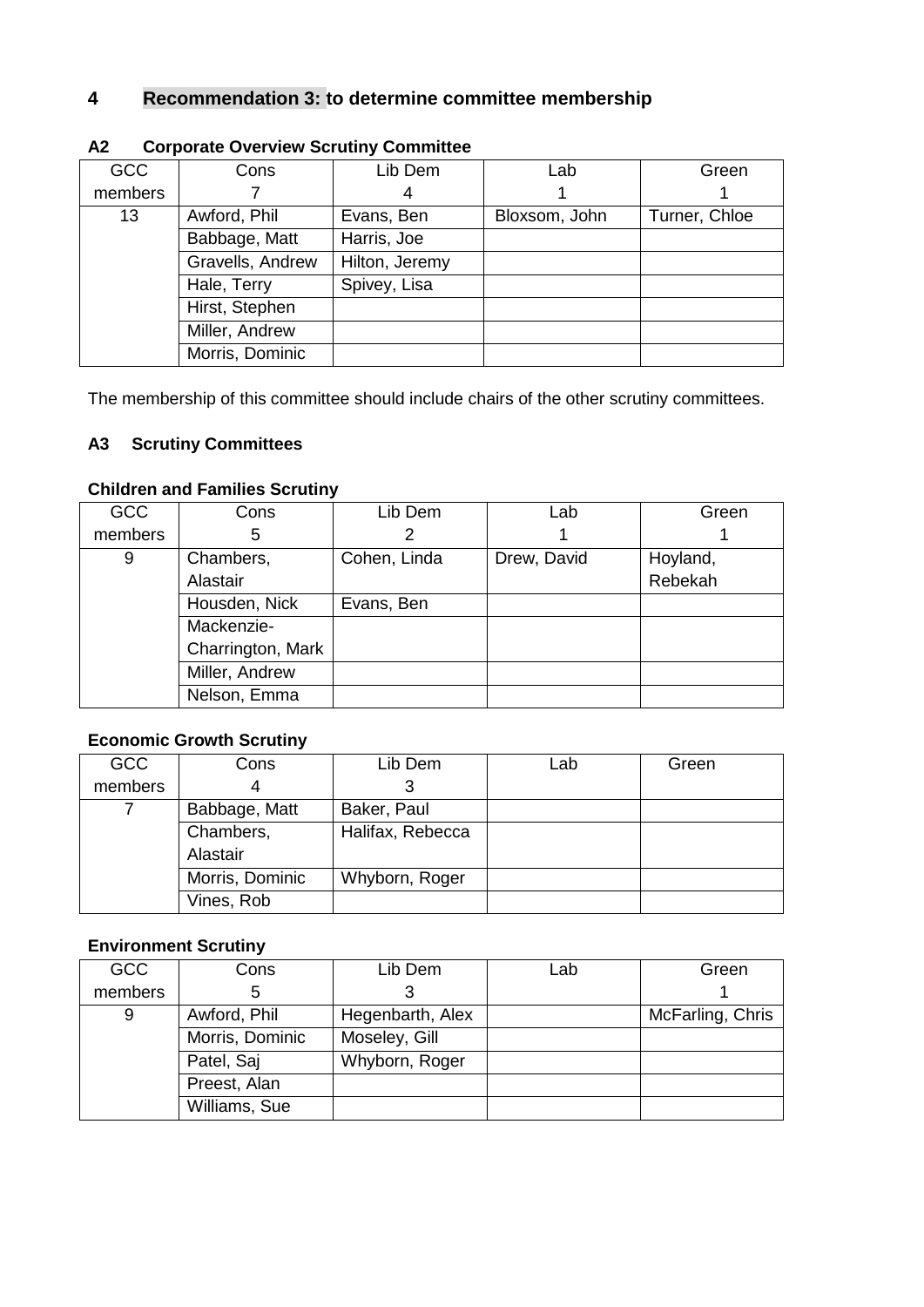## 4 Recommendation 3: to determine committee membership

### A2 Corporate Overview Scrutiny Committee

| GCC members | Cons 7 | Lib Dem 4 | Lab 1 | Green 1 |
|---|---|---|---|---|
| 13 | Awford, Phil | Evans, Ben | Bloxsom, John | Turner, Chloe |
| | Babbage, Matt | Harris, Joe | | |
| | Gravells, Andrew | Hilton, Jeremy | | |
| | Hale, Terry | Spivey, Lisa | | |
| | Hirst, Stephen | | | |
| | Miller, Andrew | | | |
| | Morris, Dominic | | | |

The membership of this committee should include chairs of the other scrutiny committees.

### A3 Scrutiny Committees

**Children and Families Scrutiny**

| GCC members | Cons 5 | Lib Dem 2 | Lab 1 | Green 1 |
|---|---|---|---|---|
| 9 | Chambers, Alastair | Cohen, Linda | Drew, David | Hoyland, Rebekah |
| | Housden, Nick | Evans, Ben | | |
| | Mackenzie-Charrington, Mark | | | |
| | Miller, Andrew | | | |
| | Nelson, Emma | | | |

**Economic Growth Scrutiny**

| GCC members | Cons 4 | Lib Dem 3 | Lab | Green |
|---|---|---|---|---|
| 7 | Babbage, Matt | Baker, Paul | | |
| | Chambers, Alastair | Halifax, Rebecca | | |
| | Morris, Dominic | Whyborn, Roger | | |
| | Vines, Rob | | | |

**Environment Scrutiny**

| GCC members | Cons 5 | Lib Dem 3 | Lab | Green 1 |
|---|---|---|---|---|
| 9 | Awford, Phil | Hegenbarth, Alex | | McFarling, Chris |
| | Morris, Dominic | Moseley, Gill | | |
| | Patel, Saj | Whyborn, Roger | | |
| | Preest, Alan | | | |
| | Williams, Sue | | | |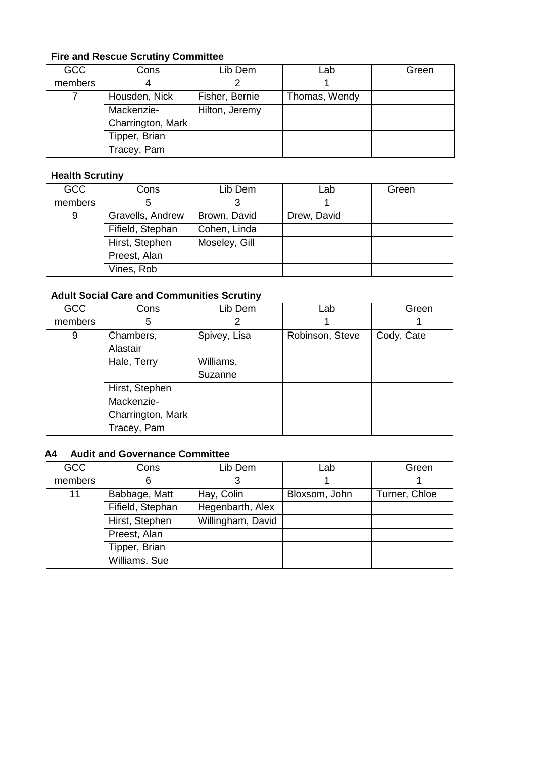**Fire and Rescue Scrutiny Committee**

| GCC members | Cons 4 | Lib Dem 2 | Lab 1 | Green |
|---|---|---|---|---|
| 7 | Housden, Nick | Fisher, Bernie | Thomas, Wendy | |
| | Mackenzie-Charrington, Mark | Hilton, Jeremy | | |
| | Tipper, Brian | | | |
| | Tracey, Pam | | | |

**Health Scrutiny**

| GCC members | Cons 5 | Lib Dem 3 | Lab 1 | Green |
|---|---|---|---|---|
| 9 | Gravells, Andrew | Brown, David | Drew, David | |
| | Fifield, Stephan | Cohen, Linda | | |
| | Hirst, Stephen | Moseley, Gill | | |
| | Preest, Alan | | | |
| | Vines, Rob | | | |

**Adult Social Care and Communities Scrutiny**

| GCC members | Cons 5 | Lib Dem 2 | Lab 1 | Green 1 |
|---|---|---|---|---|
| 9 | Chambers, Alastair | Spivey, Lisa | Robinson, Steve | Cody, Cate |
| | Hale, Terry | Williams, Suzanne | | |
| | Hirst, Stephen | | | |
| | Mackenzie-Charrington, Mark | | | |
| | Tracey, Pam | | | |

**A4 Audit and Governance Committee**

| GCC members | Cons 6 | Lib Dem 3 | Lab 1 | Green 1 |
|---|---|---|---|---|
| 11 | Babbage, Matt | Hay, Colin | Bloxsom, John | Turner, Chloe |
| | Fifield, Stephan | Hegenbarth, Alex | | |
| | Hirst, Stephen | Willingham, David | | |
| | Preest, Alan | | | |
| | Tipper, Brian | | | |
| | Williams, Sue | | | |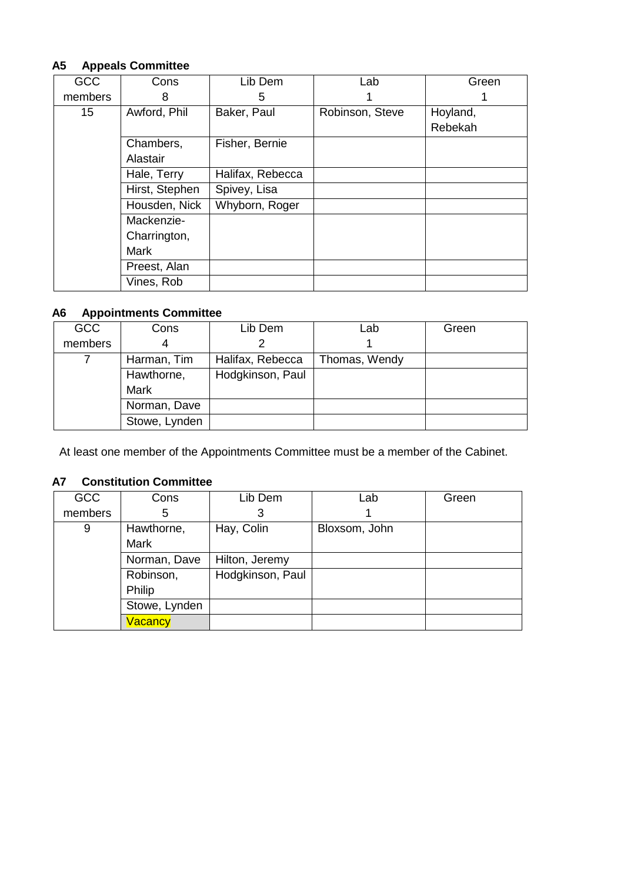### A5 Appeals Committee

| GCC members | Cons 8 | Lib Dem 5 | Lab 1 | Green 1 |
|---|---|---|---|---|
| 15 | Awford, Phil | Baker, Paul | Robinson, Steve | Hoyland, Rebekah |
| | Chambers, Alastair | Fisher, Bernie | | |
| | Hale, Terry | Halifax, Rebecca | | |
| | Hirst, Stephen | Spivey, Lisa | | |
| | Housden, Nick | Whyborn, Roger | | |
| | Mackenzie-Charrington, Mark | | | |
| | Preest, Alan | | | |
| | Vines, Rob | | | |

### A6 Appointments Committee

| GCC members | Cons 4 | Lib Dem 2 | Lab 1 | Green |
|---|---|---|---|---|
| 7 | Harman, Tim | Halifax, Rebecca | Thomas, Wendy | |
| | Hawthorne, Mark | Hodgkinson, Paul | | |
| | Norman, Dave | | | |
| | Stowe, Lynden | | | |

At least one member of the Appointments Committee must be a member of the Cabinet.

### A7 Constitution Committee

| GCC members | Cons 5 | Lib Dem 3 | Lab 1 | Green |
|---|---|---|---|---|
| 9 | Hawthorne, Mark | Hay, Colin | Bloxsom, John | |
| | Norman, Dave | Hilton, Jeremy | | |
| | Robinson, Philip | Hodgkinson, Paul | | |
| | Stowe, Lynden | | | |
| | Vacancy | | | |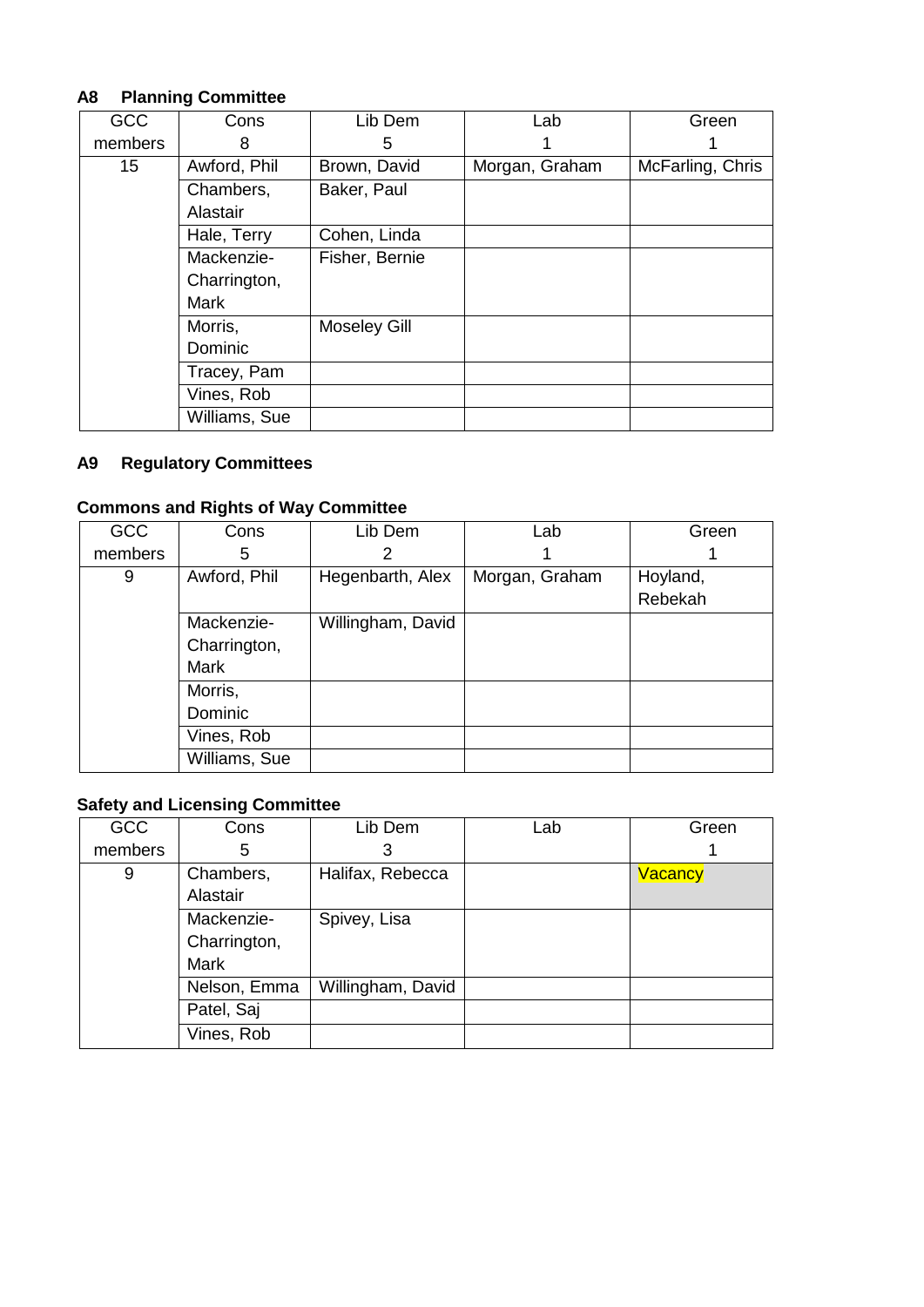### A8 Planning Committee

| GCC members | Cons 8 | Lib Dem 5 | Lab 1 | Green 1 |
|---|---|---|---|---|
| 15 | Awford, Phil | Brown, David | Morgan, Graham | McFarling, Chris |
| | Chambers, Alastair | Baker, Paul | | |
| | Hale, Terry | Cohen, Linda | | |
| | Mackenzie-Charrington, Mark | Fisher, Bernie | | |
| | Morris, Dominic | Moseley Gill | | |
| | Tracey, Pam | | | |
| | Vines, Rob | | | |
| | Williams, Sue | | | |

### A9 Regulatory Committees

#### Commons and Rights of Way Committee

| GCC members | Cons 5 | Lib Dem 2 | Lab 1 | Green 1 |
|---|---|---|---|---|
| 9 | Awford, Phil | Hegenbarth, Alex | Morgan, Graham | Hoyland, Rebekah |
| | Mackenzie-Charrington, Mark | Willingham, David | | |
| | Morris, Dominic | | | |
| | Vines, Rob | | | |
| | Williams, Sue | | | |

#### Safety and Licensing Committee

| GCC members | Cons 5 | Lib Dem 3 | Lab | Green 1 |
|---|---|---|---|---|
| 9 | Chambers, Alastair | Halifax, Rebecca | | Vacancy |
| | Mackenzie-Charrington, Mark | Spivey, Lisa | | |
| | Nelson, Emma | Willingham, David | | |
| | Patel, Saj | | | |
| | Vines, Rob | | | |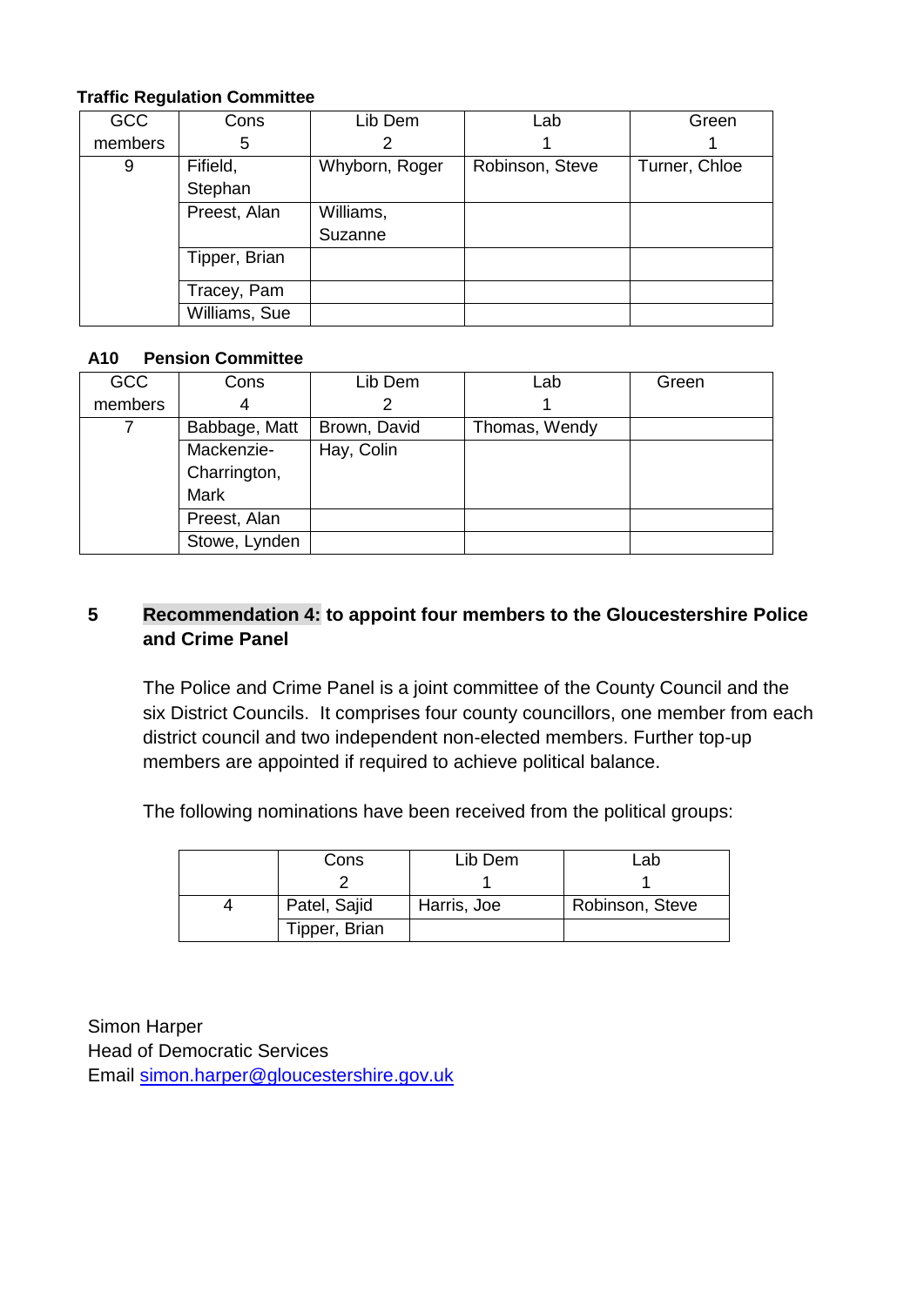**Traffic Regulation Committee**

| GCC members | Cons<br>5 | Lib Dem<br>2 | Lab<br>1 | Green<br>1 |
|---|---|---|---|---|
| 9 | Fifield, Stephan | Whyborn, Roger | Robinson, Steve | Turner, Chloe |
| | Preest, Alan | Williams, Suzanne | | |
| | Tipper, Brian | | | |
| | Tracey, Pam | | | |
| | Williams, Sue | | | |

**A10 Pension Committee**

| GCC members | Cons<br>4 | Lib Dem<br>2 | Lab<br>1 | Green |
|---|---|---|---|---|
| 7 | Babbage, Matt | Brown, David | Thomas, Wendy | |
| | Mackenzie-Charrington, Mark | Hay, Colin | | |
| | Preest, Alan | | | |
| | Stowe, Lynden | | | |

## 5 Recommendation 4: to appoint four members to the Gloucestershire Police and Crime Panel

The Police and Crime Panel is a joint committee of the County Council and the six District Councils. It comprises four county councillors, one member from each district council and two independent non-elected members. Further top-up members are appointed if required to achieve political balance.

The following nominations have been received from the political groups:

| | Cons<br>2 | Lib Dem<br>1 | Lab<br>1 |
|---|---|---|---|
| 4 | Patel, Sajid | Harris, Joe | Robinson, Steve |
| | Tipper, Brian | | |

Simon Harper
Head of Democratic Services
Email simon.harper@gloucestershire.gov.uk